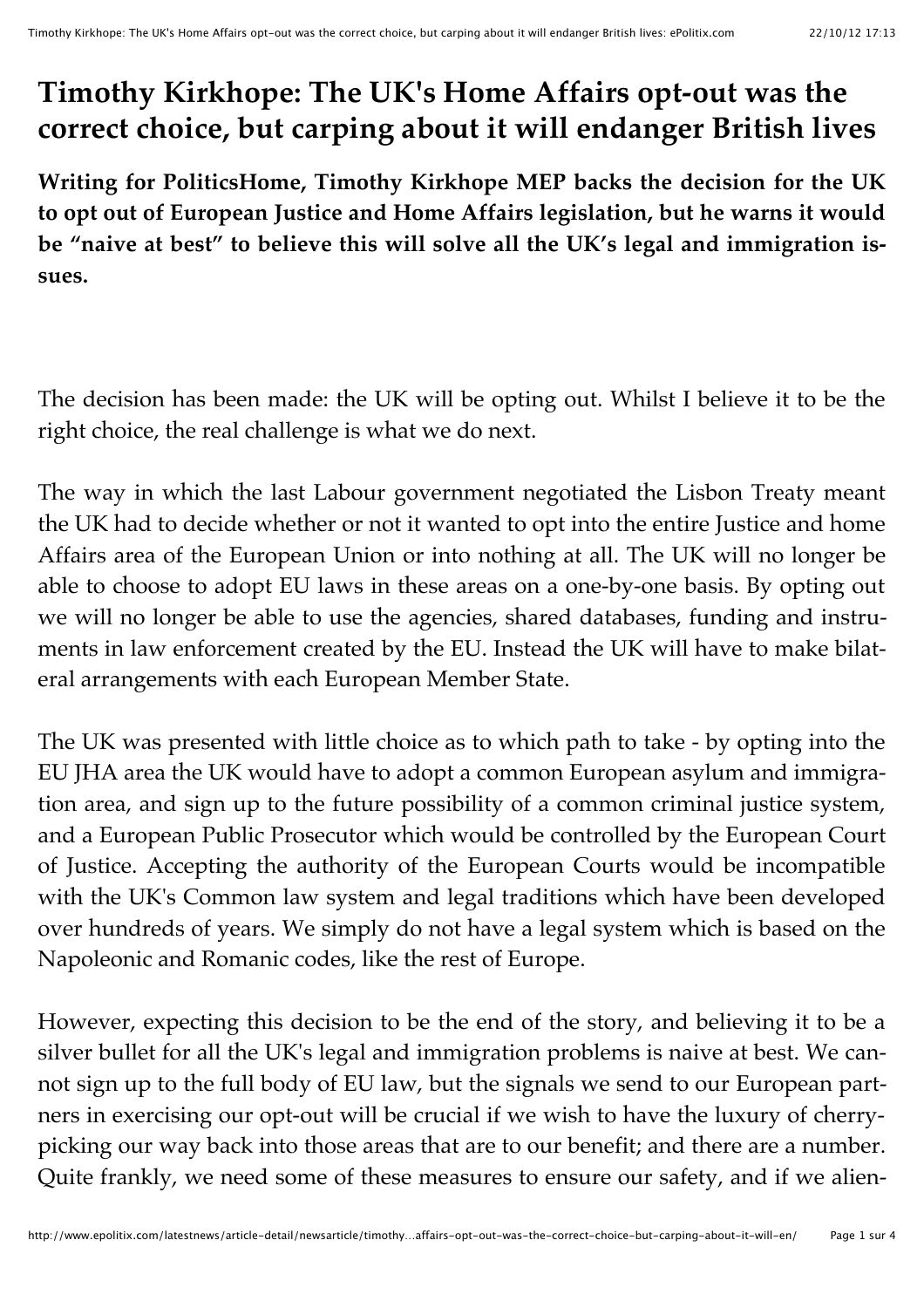# Timothy Kirkhope: The UK's Home Affairs opt-out was the correct choice, but carping about it will endanger British lives

**Writing for PoliticsHome, Timothy Kirkhope MEP backs the decision for the UK to opt out of European Justice and Home Affairs legislation, but he warns it would be "naive at best" to believe this will solve all the UK's legal and immigration issues.**

The decision has been made: the UK will be opting out. Whilst I believe it to be the right choice, the real challenge is what we do next.

The way in which the last Labour government negotiated the Lisbon Treaty meant the UK had to decide whether or not it wanted to opt into the entire Justice and home Affairs area of the European Union or into nothing at all. The UK will no longer be able to choose to adopt EU laws in these areas on a one-by-one basis. By opting out we will no longer be able to use the agencies, shared databases, funding and instruments in law enforcement created by the EU. Instead the UK will have to make bilateral arrangements with each European Member State.

The UK was presented with little choice as to which path to take - by opting into the EU JHA area the UK would have to adopt a common European asylum and immigration area, and sign up to the future possibility of a common criminal justice system, and a European Public Prosecutor which would be controlled by the European Court of Justice. Accepting the authority of the European Courts would be incompatible with the UK's Common law system and legal traditions which have been developed over hundreds of years. We simply do not have a legal system which is based on the Napoleonic and Romanic codes, like the rest of Europe.

However, expecting this decision to be the end of the story, and believing it to be a silver bullet for all the UK's legal and immigration problems is naive at best. We cannot sign up to the full body of EU law, but the signals we send to our European partners in exercising our opt-out will be crucial if we wish to have the luxury of cherry-picking our way back into those areas that are to our benefit; and there are a number. Quite frankly, we need some of these measures to ensure our safety, and if we alien-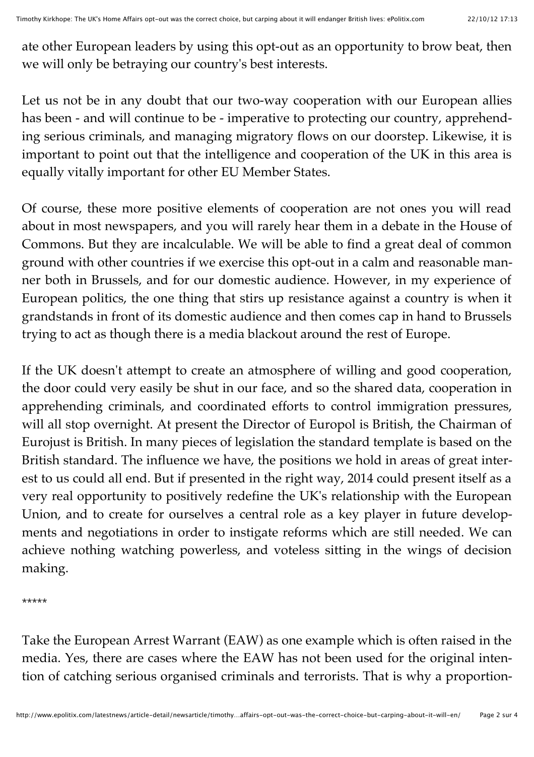ate other European leaders by using this opt-out as an opportunity to brow beat, then we will only be betraying our country's best interests.

Let us not be in any doubt that our two-way cooperation with our European allies has been - and will continue to be - imperative to protecting our country, apprehending serious criminals, and managing migratory flows on our doorstep. Likewise, it is important to point out that the intelligence and cooperation of the UK in this area is equally vitally important for other EU Member States.

Of course, these more positive elements of cooperation are not ones you will read about in most newspapers, and you will rarely hear them in a debate in the House of Commons. But they are incalculable. We will be able to find a great deal of common ground with other countries if we exercise this opt-out in a calm and reasonable manner both in Brussels, and for our domestic audience. However, in my experience of European politics, the one thing that stirs up resistance against a country is when it grandstands in front of its domestic audience and then comes cap in hand to Brussels trying to act as though there is a media blackout around the rest of Europe.

If the UK doesn't attempt to create an atmosphere of willing and good cooperation, the door could very easily be shut in our face, and so the shared data, cooperation in apprehending criminals, and coordinated efforts to control immigration pressures, will all stop overnight. At present the Director of Europol is British, the Chairman of Eurojust is British. In many pieces of legislation the standard template is based on the British standard. The influence we have, the positions we hold in areas of great interest to us could all end. But if presented in the right way, 2014 could present itself as a very real opportunity to positively redefine the UK's relationship with the European Union, and to create for ourselves a central role as a key player in future developments and negotiations in order to instigate reforms which are still needed. We can achieve nothing watching powerless, and voteless sitting in the wings of decision making.

*****

Take the European Arrest Warrant (EAW) as one example which is often raised in the media. Yes, there are cases where the EAW has not been used for the original intention of catching serious organised criminals and terrorists. That is why a proportion-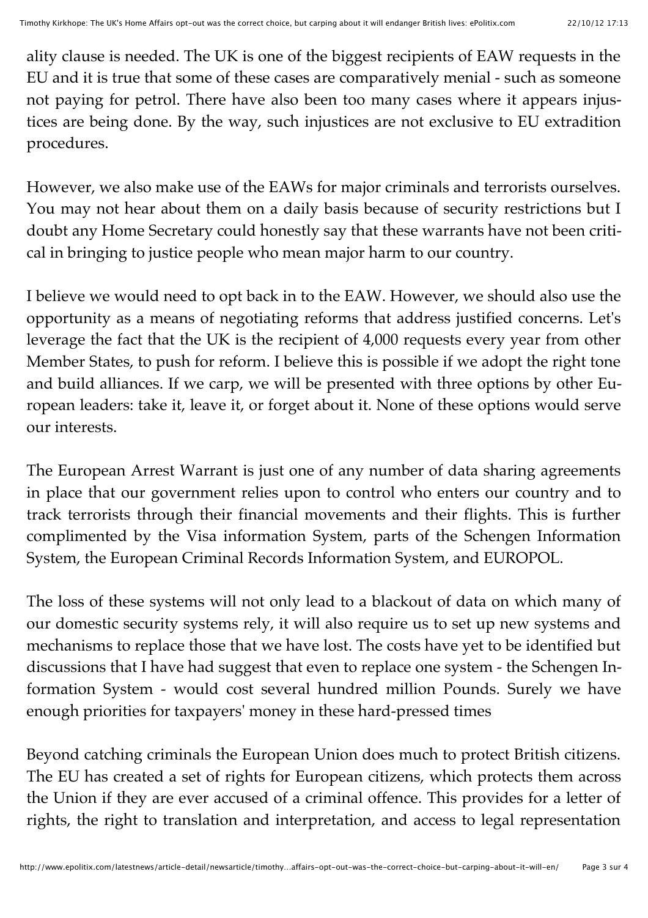ality clause is needed. The UK is one of the biggest recipients of EAW requests in the EU and it is true that some of these cases are comparatively menial - such as someone not paying for petrol. There have also been too many cases where it appears injustices are being done. By the way, such injustices are not exclusive to EU extradition procedures.

However, we also make use of the EAWs for major criminals and terrorists ourselves. You may not hear about them on a daily basis because of security restrictions but I doubt any Home Secretary could honestly say that these warrants have not been critical in bringing to justice people who mean major harm to our country.

I believe we would need to opt back in to the EAW. However, we should also use the opportunity as a means of negotiating reforms that address justified concerns. Let's leverage the fact that the UK is the recipient of 4,000 requests every year from other Member States, to push for reform. I believe this is possible if we adopt the right tone and build alliances. If we carp, we will be presented with three options by other European leaders: take it, leave it, or forget about it. None of these options would serve our interests.

The European Arrest Warrant is just one of any number of data sharing agreements in place that our government relies upon to control who enters our country and to track terrorists through their financial movements and their flights. This is further complimented by the Visa information System, parts of the Schengen Information System, the European Criminal Records Information System, and EUROPOL.

The loss of these systems will not only lead to a blackout of data on which many of our domestic security systems rely, it will also require us to set up new systems and mechanisms to replace those that we have lost. The costs have yet to be identified but discussions that I have had suggest that even to replace one system - the Schengen Information System - would cost several hundred million Pounds. Surely we have enough priorities for taxpayers' money in these hard-pressed times

Beyond catching criminals the European Union does much to protect British citizens. The EU has created a set of rights for European citizens, which protects them across the Union if they are ever accused of a criminal offence. This provides for a letter of rights, the right to translation and interpretation, and access to legal representation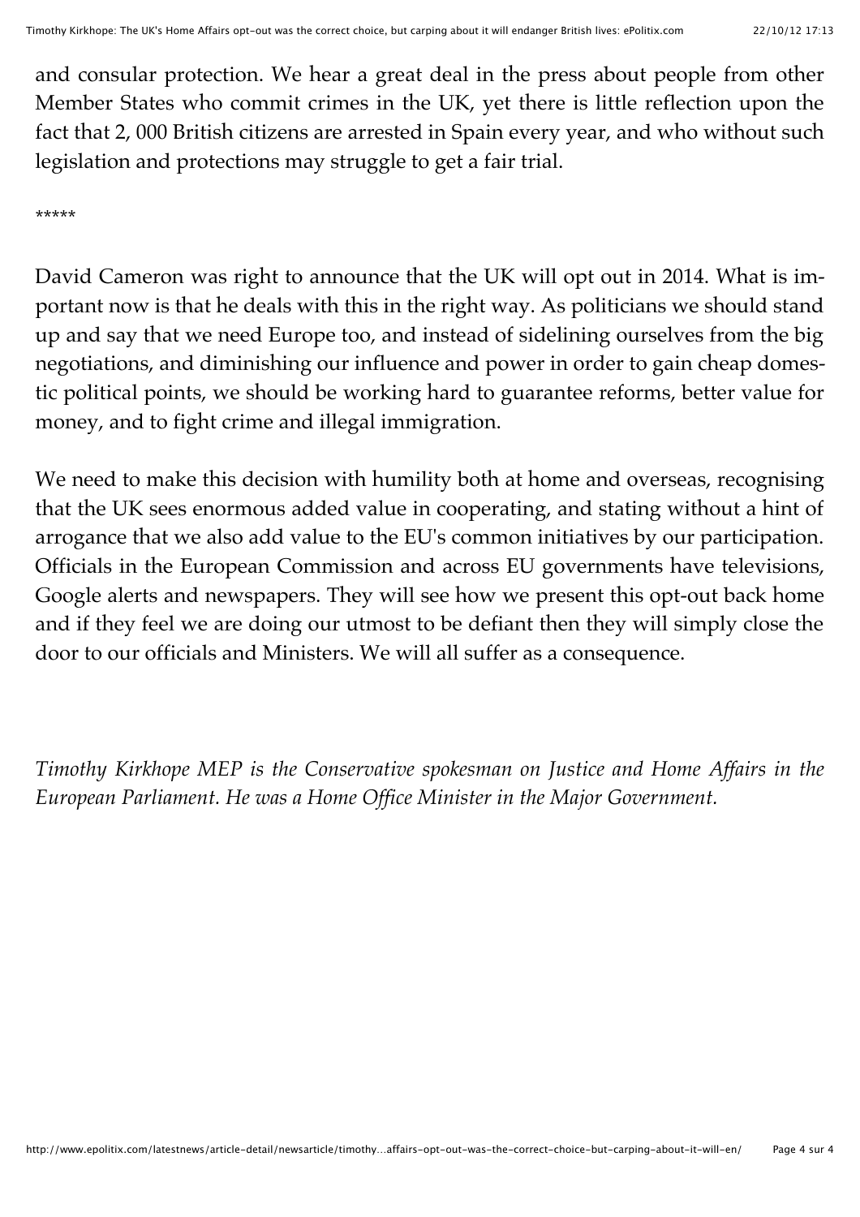and consular protection. We hear a great deal in the press about people from other Member States who commit crimes in the UK, yet there is little reflection upon the fact that 2, 000 British citizens are arrested in Spain every year, and who without such legislation and protections may struggle to get a fair trial.

*****

David Cameron was right to announce that the UK will opt out in 2014. What is important now is that he deals with this in the right way. As politicians we should stand up and say that we need Europe too, and instead of sidelining ourselves from the big negotiations, and diminishing our influence and power in order to gain cheap domestic political points, we should be working hard to guarantee reforms, better value for money, and to fight crime and illegal immigration.

We need to make this decision with humility both at home and overseas, recognising that the UK sees enormous added value in cooperating, and stating without a hint of arrogance that we also add value to the EU's common initiatives by our participation. Officials in the European Commission and across EU governments have televisions, Google alerts and newspapers. They will see how we present this opt-out back home and if they feel we are doing our utmost to be defiant then they will simply close the door to our officials and Ministers. We will all suffer as a consequence.

*Timothy Kirkhope MEP is the Conservative spokesman on Justice and Home Affairs in the European Parliament. He was a Home Office Minister in the Major Government.*